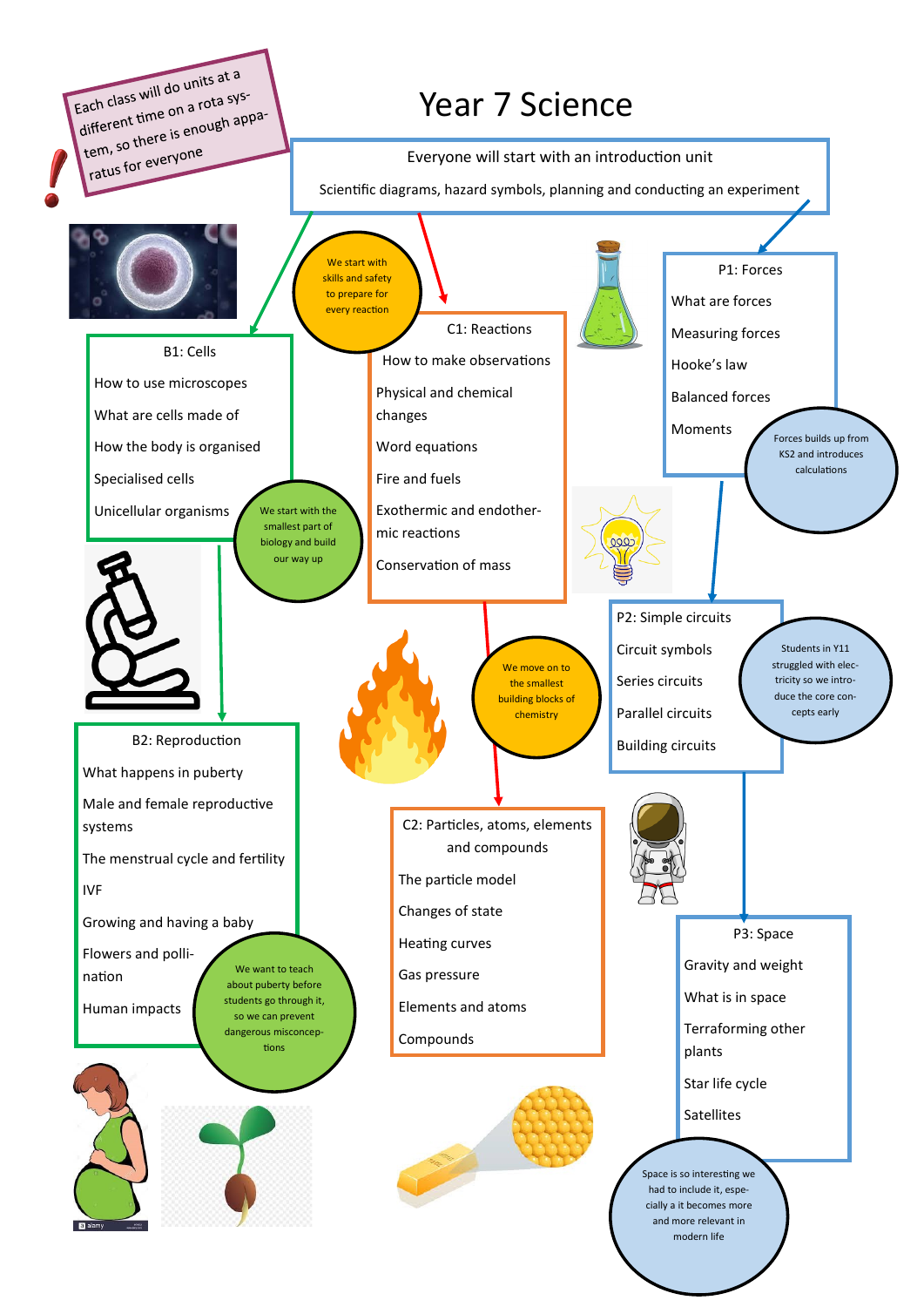# Year 7 Science

Each class will do units at a different time on a rota system, so there is enough apparatus for everyone

Everyone will start with an introduction unit

Scientific diagrams, hazard symbols, planning and conducting an experiment

## B1: Cells

- How to use microscopes
- What are cells made of
- How the body is organised
- Specialised cells
- Unicellular organisms

We start with the smallest part of biology and build our way up

## B2: Reproduction

- What happens in puberty
- Male and female reproductive systems
- The menstrual cycle and fertility
- IVF
- Growing and having a baby
- Flowers and pollination
- Human impacts

We want to teach about puberty before students go through it, so we can prevent dangerous misconceptions

## C1: Reactions

We start with skills and safety to prepare for every reaction

- How to make observations
- Physical and chemical changes
- Word equations
- Fire and fuels
- Exothermic and endothermic reactions
- Conservation of mass

We move on to the smallest building blocks of chemistry

## C2: Particles, atoms, elements and compounds

- The particle model
- Changes of state
- Heating curves
- Gas pressure
- Elements and atoms
- Compounds

## P1: Forces

- What are forces
- Measuring forces
- Hooke's law
- Balanced forces
- Moments

Forces builds up from KS2 and introduces calculations

## P2: Simple circuits

- Circuit symbols
- Series circuits
- Parallel circuits
- Building circuits

Students in Y11 struggled with electricity so we introduce the core concepts early

## P3: Space

- Gravity and weight
- What is in space
- Terraforming other plants
- Star life cycle
- Satellites

Space is so interesting we had to include it, especially a it becomes more and more relevant in modern life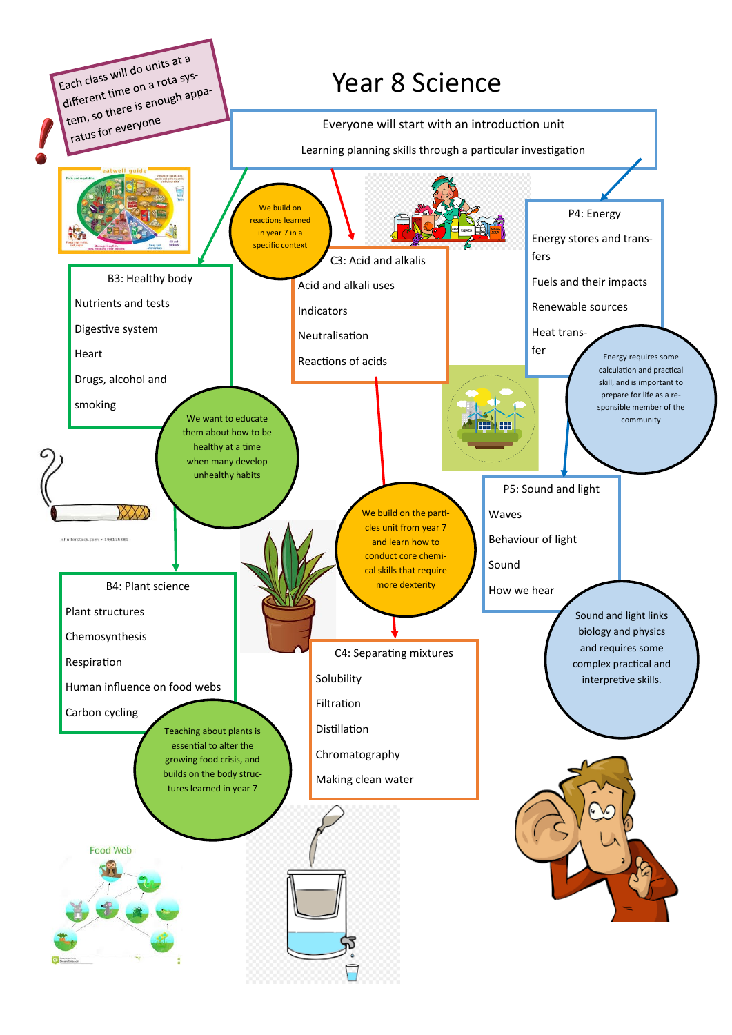# Year 8 Science

Each class will do units at a different time on a rota system, so there is enough apparatus for everyone

Everyone will start with an introduction unit

Learning planning skills through a particular investigation

## B3: Healthy body

- Nutrients and tests
- Digestive system
- Heart
- Drugs, alcohol and smoking

We want to educate them about how to be healthy at a time when many develop unhealthy habits

## B4: Plant science

- Plant structures
- Chemosynthesis
- Respiration
- Human influence on food webs
- Carbon cycling

Teaching about plants is essential to alter the growing food crisis, and builds on the body structures learned in year 7

We build on reactions learned in year 7 in a specific context

## C3: Acid and alkalis

- Acid and alkali uses
- Indicators
- Neutralisation
- Reactions of acids

We build on the particles unit from year 7 and learn how to conduct core chemical skills that require more dexterity

## C4: Separating mixtures

- Solubility
- Filtration
- Distillation
- Chromatography
- Making clean water

## P4: Energy

- Energy stores and transfers
- Fuels and their impacts
- Renewable sources
- Heat transfer

Energy requires some calculation and practical skill, and is important to prepare for life as a responsible member of the community

## P5: Sound and light

- Waves
- Behaviour of light
- Sound
- How we hear

Sound and light links biology and physics and requires some complex practical and interpretive skills.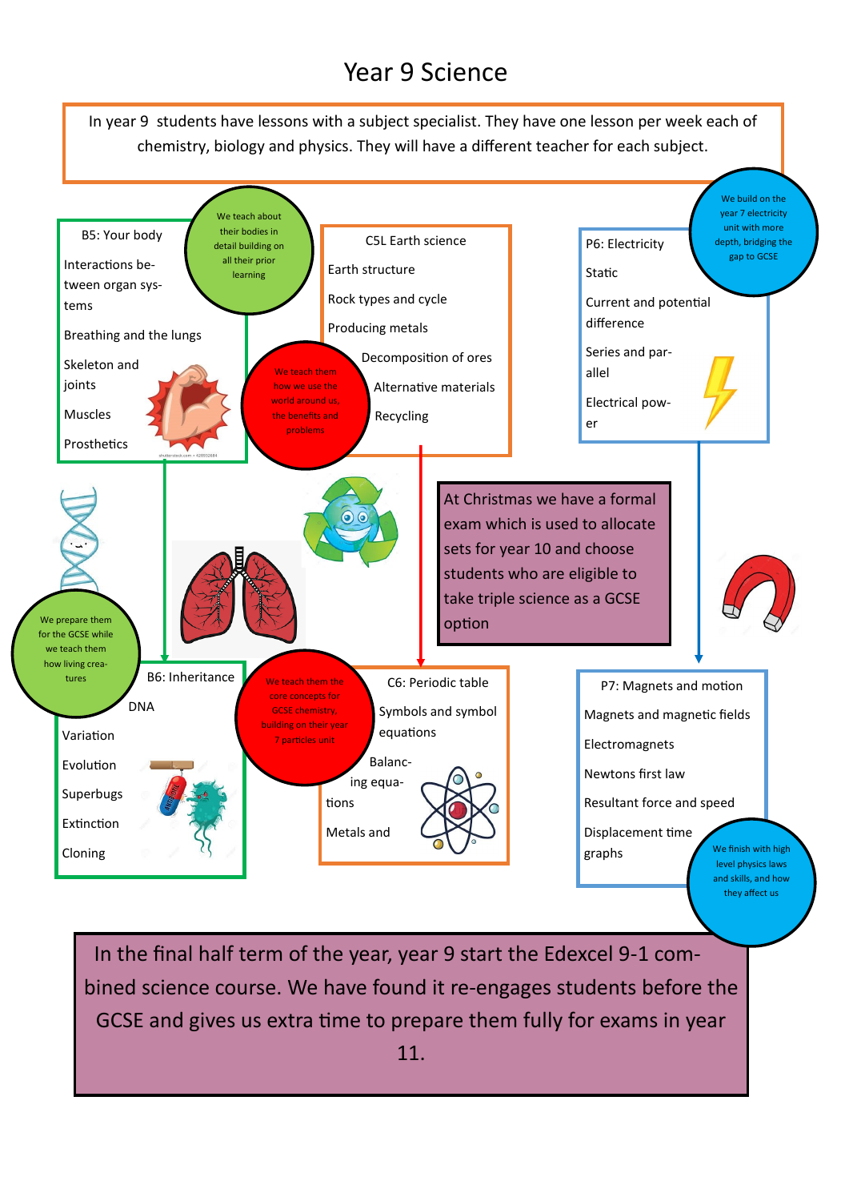# Year 9 Science

In year 9 students have lessons with a subject specialist. They have one lesson per week each of chemistry, biology and physics. They will have a different teacher for each subject.

### B5: Your body

*We teach about their bodies in detail building on all their prior learning*

- Interactions between organ systems
- Breathing and the lungs
- Skeleton and joints
- Muscles
- Prosthetics

### C5L Earth science

*We teach them how we use the world around us, the benefits and problems*

- Earth structure
- Rock types and cycle
- Producing metals
- Decomposition of ores
- Alternative materials
- Recycling

### P6: Electricity

*We build on the year 7 electricity unit with more depth, bridging the gap to GCSE*

- Static
- Current and potential difference
- Series and parallel
- Electrical power

At Christmas we have a formal exam which is used to allocate sets for year 10 and choose students who are eligible to take triple science as a GCSE option

### B6: Inheritance

*We prepare them for the GCSE while we teach them how living creatures*

- DNA
- Variation
- Evolution
- Superbugs
- Extinction
- Cloning

### C6: Periodic table

*We teach them the core concepts for GCSE chemistry, building on their year 7 particles unit*

- Symbols and symbol equations
- Balancing equations
- Metals and

### P7: Magnets and motion

*We finish with high level physics laws and skills, and how they affect us*

- Magnets and magnetic fields
- Electromagnets
- Newtons first law
- Resultant force and speed
- Displacement time graphs

In the final half term of the year, year 9 start the Edexcel 9-1 combined science course. We have found it re-engages students before the GCSE and gives us extra time to prepare them fully for exams in year 11.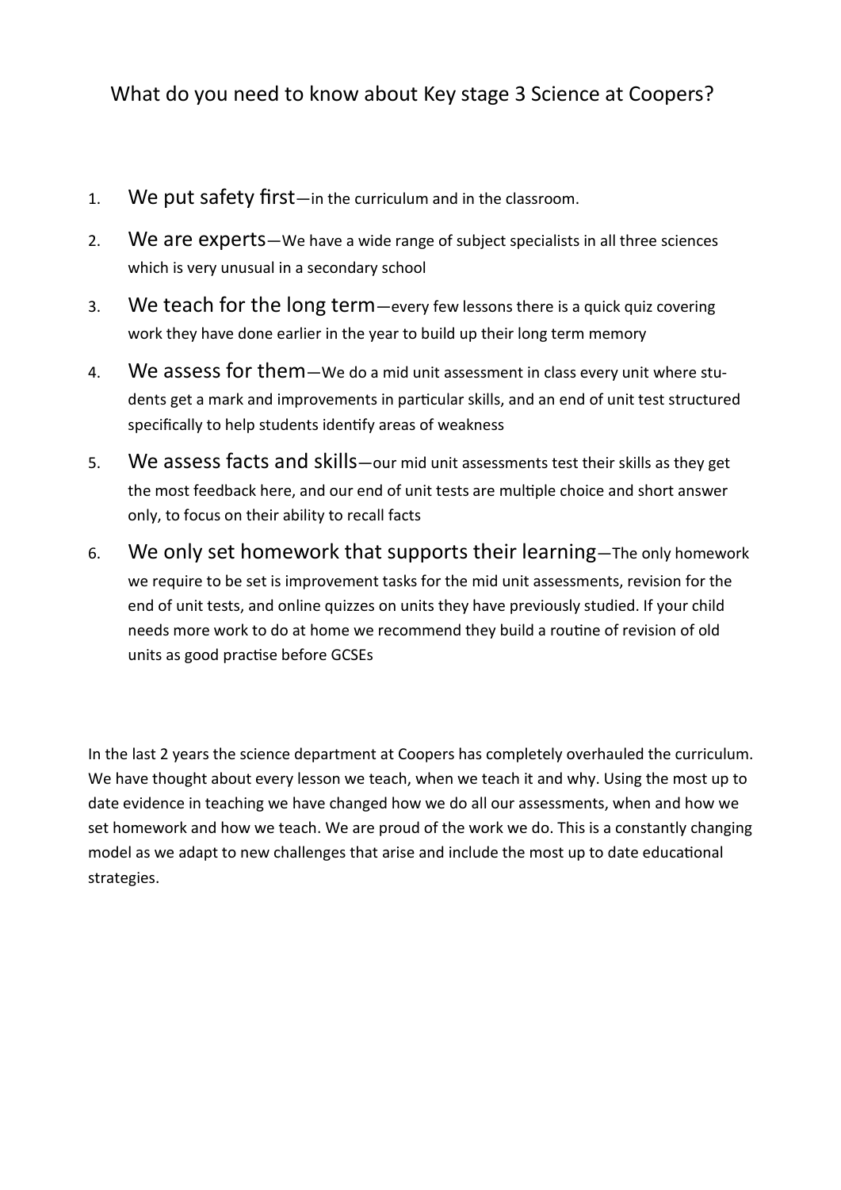# What do you need to know about Key stage 3 Science at Coopers?

1. **We put safety first**—in the curriculum and in the classroom.
2. **We are experts**—We have a wide range of subject specialists in all three sciences which is very unusual in a secondary school
3. **We teach for the long term**—every few lessons there is a quick quiz covering work they have done earlier in the year to build up their long term memory
4. **We assess for them**—We do a mid unit assessment in class every unit where students get a mark and improvements in particular skills, and an end of unit test structured specifically to help students identify areas of weakness
5. **We assess facts and skills**—our mid unit assessments test their skills as they get the most feedback here, and our end of unit tests are multiple choice and short answer only, to focus on their ability to recall facts
6. **We only set homework that supports their learning**—The only homework we require to be set is improvement tasks for the mid unit assessments, revision for the end of unit tests, and online quizzes on units they have previously studied. If your child needs more work to do at home we recommend they build a routine of revision of old units as good practise before GCSEs

In the last 2 years the science department at Coopers has completely overhauled the curriculum. We have thought about every lesson we teach, when we teach it and why. Using the most up to date evidence in teaching we have changed how we do all our assessments, when and how we set homework and how we teach. We are proud of the work we do. This is a constantly changing model as we adapt to new challenges that arise and include the most up to date educational strategies.